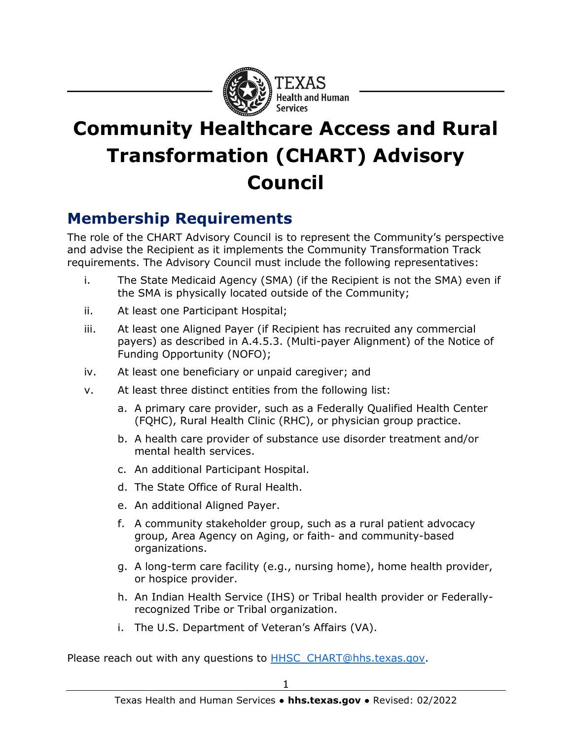# Community Healthcare Access and Rural Transformation (CHART) Advisory Council

## Membership Requirements

The role of the CHART Advisory Council is to represent the Community's perspective and advise the Recipient as it implements the Community Transformation Track requirements. The Advisory Council must include the following representatives:

i. The State Medicaid Agency (SMA) (if the Recipient is not the SMA) even if the SMA is physically located outside of the Community;

ii. At least one Participant Hospital;

iii. At least one Aligned Payer (if Recipient has recruited any commercial payers) as described in A.4.5.3. (Multi-payer Alignment) of the Notice of Funding Opportunity (NOFO);

iv. At least one beneficiary or unpaid caregiver; and

v. At least three distinct entities from the following list:

   a. A primary care provider, such as a Federally Qualified Health Center (FQHC), Rural Health Clinic (RHC), or physician group practice.

   b. A health care provider of substance use disorder treatment and/or mental health services.

   c. An additional Participant Hospital.

   d. The State Office of Rural Health.

   e. An additional Aligned Payer.

   f. A community stakeholder group, such as a rural patient advocacy group, Area Agency on Aging, or faith- and community-based organizations.

   g. A long-term care facility (e.g., nursing home), home health provider, or hospice provider.

   h. An Indian Health Service (IHS) or Tribal health provider or Federally-recognized Tribe or Tribal organization.

   i. The U.S. Department of Veteran's Affairs (VA).

Please reach out with any questions to HHSC_CHART@hhs.texas.gov.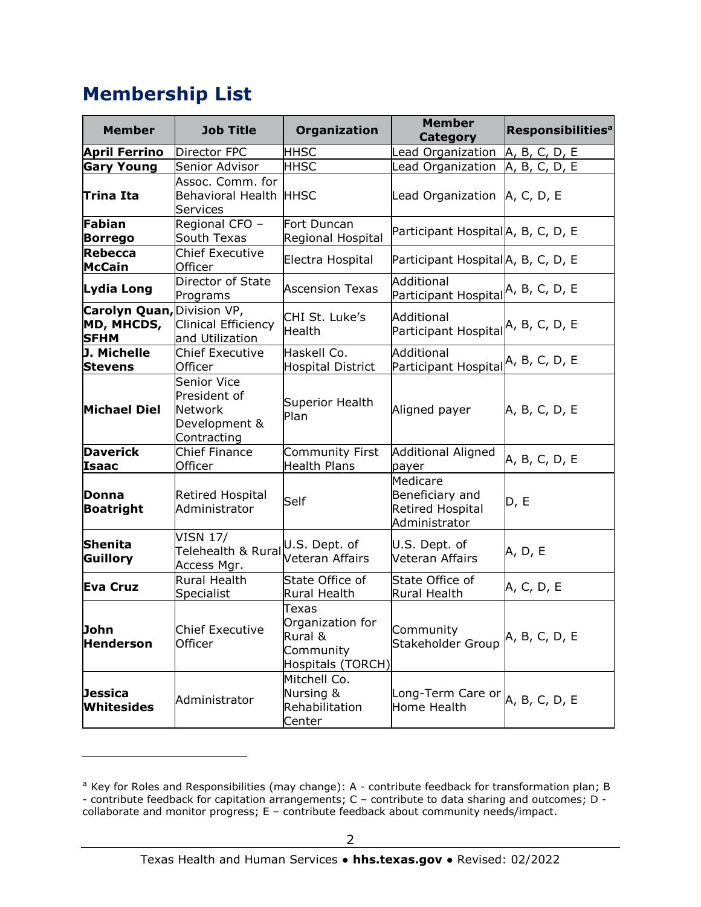## Membership List

| Member | Job Title | Organization | Member Category | Responsibilities[a] |
|---|---|---|---|---|
| **April Ferrino** | Director FPC | HHSC | Lead Organization | A, B, C, D, E |
| **Gary Young** | Senior Advisor | HHSC | Lead Organization | A, B, C, D, E |
| **Trina Ita** | Assoc. Comm. for Behavioral Health Services | HHSC | Lead Organization | A, C, D, E |
| **Fabian Borrego** | Regional CFO – South Texas | Fort Duncan Regional Hospital | Participant Hospital | A, B, C, D, E |
| **Rebecca McCain** | Chief Executive Officer | Electra Hospital | Participant Hospital | A, B, C, D, E |
| **Lydia Long** | Director of State Programs | Ascension Texas | Additional Participant Hospital | A, B, C, D, E |
| **Carolyn Quan, MD, MHCDS, SFHM** | Division VP, Clinical Efficiency and Utilization | CHI St. Luke's Health | Additional Participant Hospital | A, B, C, D, E |
| **J. Michelle Stevens** | Chief Executive Officer | Haskell Co. Hospital District | Additional Participant Hospital | A, B, C, D, E |
| **Michael Diel** | Senior Vice President of Network Development & Contracting | Superior Health Plan | Aligned payer | A, B, C, D, E |
| **Daverick Isaac** | Chief Finance Officer | Community First Health Plans | Additional Aligned payer | A, B, C, D, E |
| **Donna Boatright** | Retired Hospital Administrator | Self | Medicare Beneficiary and Retired Hospital Administrator | D, E |
| **Shenita Guillory** | VISN 17/ Telehealth & Rural Access Mgr. | U.S. Dept. of Veteran Affairs | U.S. Dept. of Veteran Affairs | A, D, E |
| **Eva Cruz** | Rural Health Specialist | State Office of Rural Health | State Office of Rural Health | A, C, D, E |
| **John Henderson** | Chief Executive Officer | Texas Organization for Rural & Community Hospitals (TORCH) | Community Stakeholder Group | A, B, C, D, E |
| **Jessica Whitesides** | Administrator | Mitchell Co. Nursing & Rehabilitation Center | Long-Term Care or Home Health | A, B, C, D, E |

[a] Key for Roles and Responsibilities (may change): A - contribute feedback for transformation plan; B - contribute feedback for capitation arrangements; C – contribute to data sharing and outcomes; D - collaborate and monitor progress; E – contribute feedback about community needs/impact.